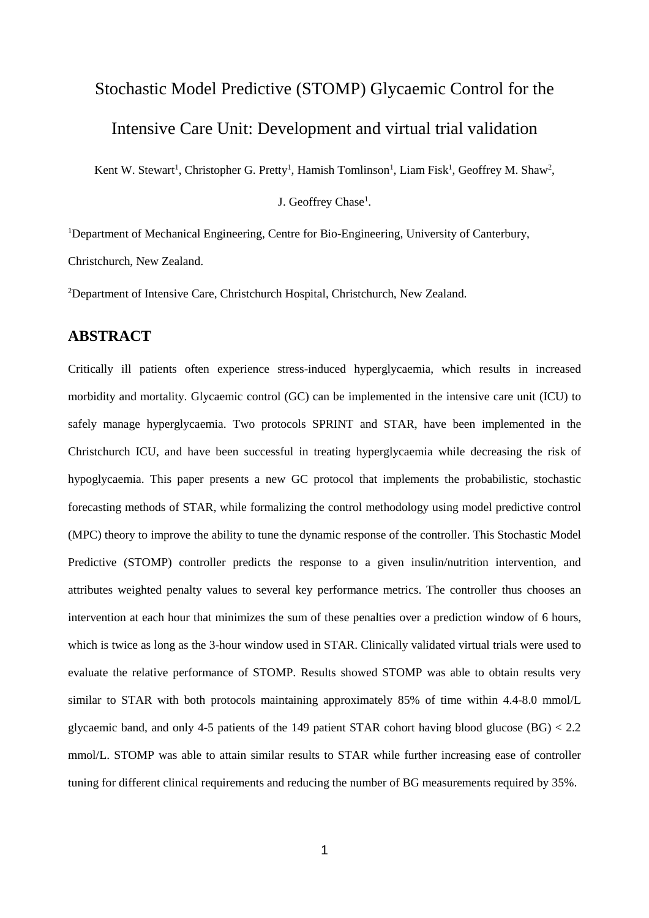# Stochastic Model Predictive (STOMP) Glycaemic Control for the Intensive Care Unit: Development and virtual trial validation

Kent W. Stewart[1], Christopher G. Pretty[1], Hamish Tomlinson[1], Liam Fisk[1], Geoffrey M. Shaw[2], J. Geoffrey Chase[1].

[1]Department of Mechanical Engineering, Centre for Bio-Engineering, University of Canterbury, Christchurch, New Zealand.

[2]Department of Intensive Care, Christchurch Hospital, Christchurch, New Zealand.

## ABSTRACT

Critically ill patients often experience stress-induced hyperglycaemia, which results in increased morbidity and mortality. Glycaemic control (GC) can be implemented in the intensive care unit (ICU) to safely manage hyperglycaemia. Two protocols SPRINT and STAR, have been implemented in the Christchurch ICU, and have been successful in treating hyperglycaemia while decreasing the risk of hypoglycaemia. This paper presents a new GC protocol that implements the probabilistic, stochastic forecasting methods of STAR, while formalizing the control methodology using model predictive control (MPC) theory to improve the ability to tune the dynamic response of the controller. This Stochastic Model Predictive (STOMP) controller predicts the response to a given insulin/nutrition intervention, and attributes weighted penalty values to several key performance metrics. The controller thus chooses an intervention at each hour that minimizes the sum of these penalties over a prediction window of 6 hours, which is twice as long as the 3-hour window used in STAR. Clinically validated virtual trials were used to evaluate the relative performance of STOMP. Results showed STOMP was able to obtain results very similar to STAR with both protocols maintaining approximately 85% of time within 4.4-8.0 mmol/L glycaemic band, and only 4-5 patients of the 149 patient STAR cohort having blood glucose (BG) < 2.2 mmol/L. STOMP was able to attain similar results to STAR while further increasing ease of controller tuning for different clinical requirements and reducing the number of BG measurements required by 35%.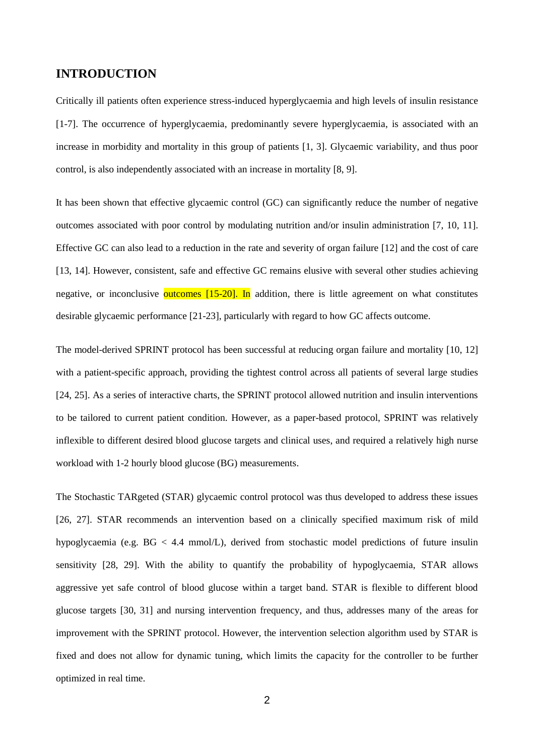## INTRODUCTION

Critically ill patients often experience stress-induced hyperglycaemia and high levels of insulin resistance [1-7]. The occurrence of hyperglycaemia, predominantly severe hyperglycaemia, is associated with an increase in morbidity and mortality in this group of patients [1, 3]. Glycaemic variability, and thus poor control, is also independently associated with an increase in mortality [8, 9].

It has been shown that effective glycaemic control (GC) can significantly reduce the number of negative outcomes associated with poor control by modulating nutrition and/or insulin administration [7, 10, 11]. Effective GC can also lead to a reduction in the rate and severity of organ failure [12] and the cost of care [13, 14]. However, consistent, safe and effective GC remains elusive with several other studies achieving negative, or inconclusive outcomes [15-20]. In addition, there is little agreement on what constitutes desirable glycaemic performance [21-23], particularly with regard to how GC affects outcome.

The model-derived SPRINT protocol has been successful at reducing organ failure and mortality [10, 12] with a patient-specific approach, providing the tightest control across all patients of several large studies [24, 25]. As a series of interactive charts, the SPRINT protocol allowed nutrition and insulin interventions to be tailored to current patient condition. However, as a paper-based protocol, SPRINT was relatively inflexible to different desired blood glucose targets and clinical uses, and required a relatively high nurse workload with 1-2 hourly blood glucose (BG) measurements.

The Stochastic TARgeted (STAR) glycaemic control protocol was thus developed to address these issues [26, 27]. STAR recommends an intervention based on a clinically specified maximum risk of mild hypoglycaemia (e.g. BG < 4.4 mmol/L), derived from stochastic model predictions of future insulin sensitivity [28, 29]. With the ability to quantify the probability of hypoglycaemia, STAR allows aggressive yet safe control of blood glucose within a target band. STAR is flexible to different blood glucose targets [30, 31] and nursing intervention frequency, and thus, addresses many of the areas for improvement with the SPRINT protocol. However, the intervention selection algorithm used by STAR is fixed and does not allow for dynamic tuning, which limits the capacity for the controller to be further optimized in real time.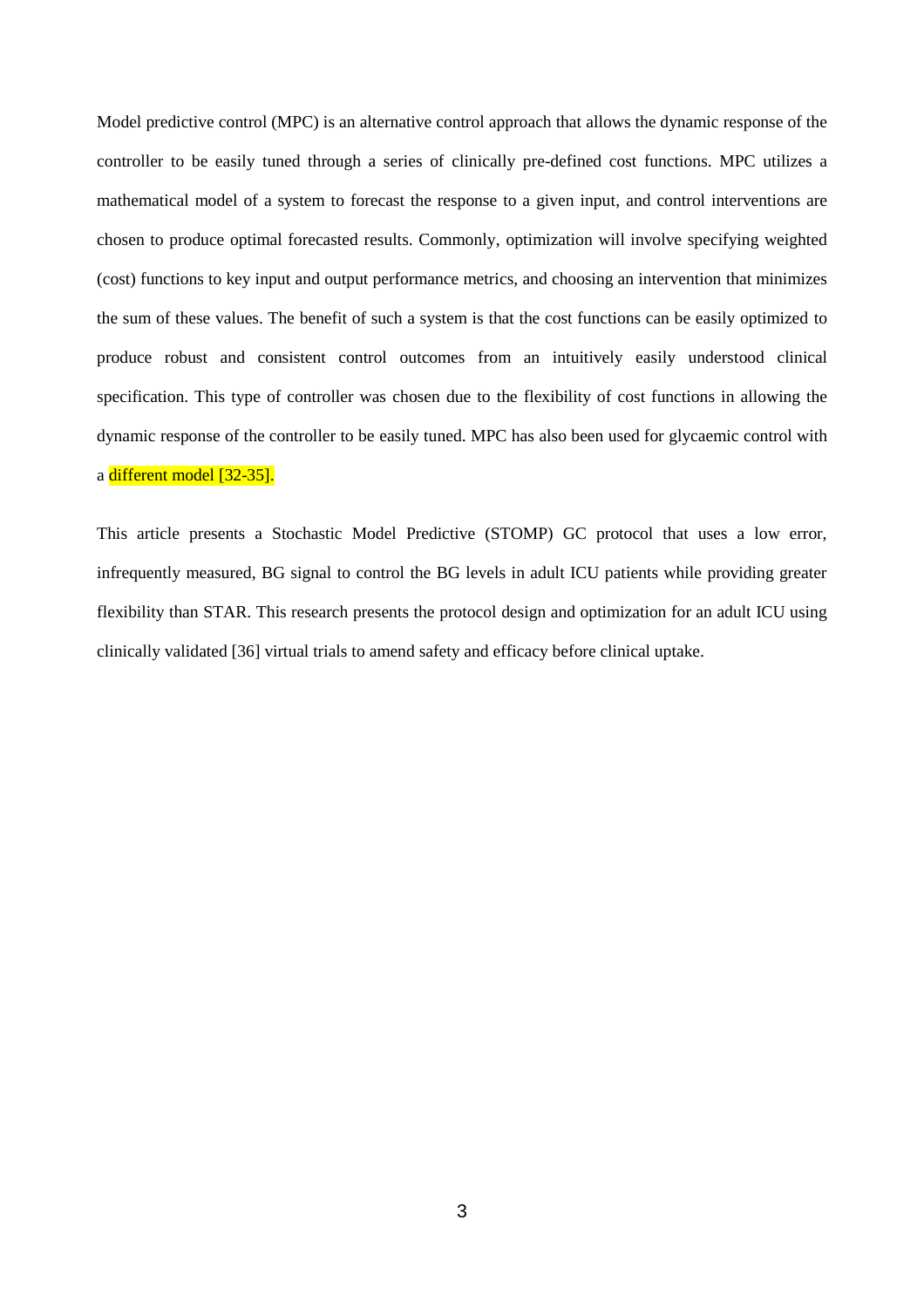Model predictive control (MPC) is an alternative control approach that allows the dynamic response of the controller to be easily tuned through a series of clinically pre-defined cost functions. MPC utilizes a mathematical model of a system to forecast the response to a given input, and control interventions are chosen to produce optimal forecasted results. Commonly, optimization will involve specifying weighted (cost) functions to key input and output performance metrics, and choosing an intervention that minimizes the sum of these values. The benefit of such a system is that the cost functions can be easily optimized to produce robust and consistent control outcomes from an intuitively easily understood clinical specification. This type of controller was chosen due to the flexibility of cost functions in allowing the dynamic response of the controller to be easily tuned. MPC has also been used for glycaemic control with a different model [32-35].

This article presents a Stochastic Model Predictive (STOMP) GC protocol that uses a low error, infrequently measured, BG signal to control the BG levels in adult ICU patients while providing greater flexibility than STAR. This research presents the protocol design and optimization for an adult ICU using clinically validated [36] virtual trials to amend safety and efficacy before clinical uptake.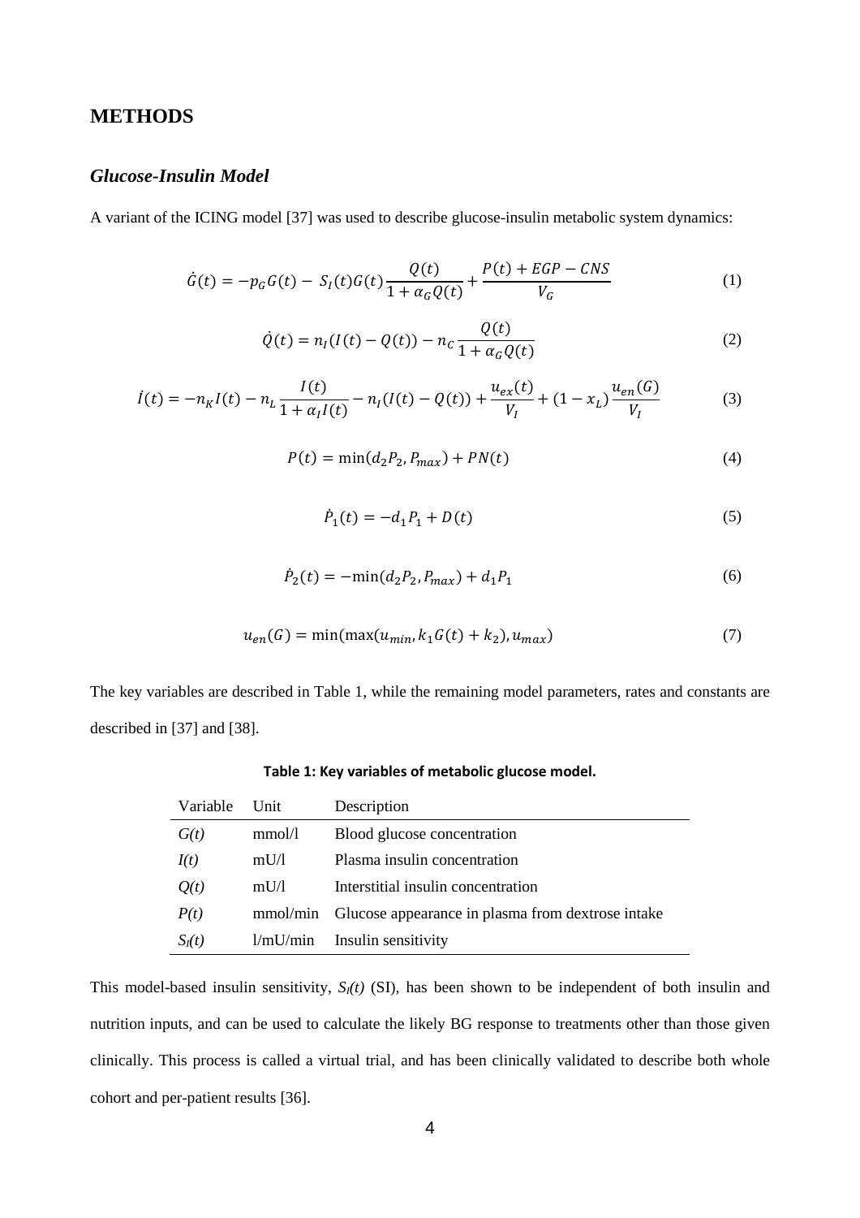## METHODS

### *Glucose-Insulin Model*

A variant of the ICING model [37] was used to describe glucose-insulin metabolic system dynamics:

$$\dot{G}(t) = -p_G G(t) - S_I(t)G(t)\frac{Q(t)}{1+\alpha_G Q(t)} + \frac{P(t) + EGP - CNS}{V_G} \tag{1}$$

$$\dot{Q}(t) = n_I(I(t) - Q(t)) - n_C \frac{Q(t)}{1+\alpha_G Q(t)} \tag{2}$$

$$\dot{I}(t) = -n_K I(t) - n_L \frac{I(t)}{1+\alpha_I I(t)} - n_I(I(t) - Q(t)) + \frac{u_{ex}(t)}{V_I} + (1 - x_L)\frac{u_{en}(G)}{V_I} \tag{3}$$

$$P(t) = \min(d_2 P_2, P_{max}) + PN(t) \tag{4}$$

$$\dot{P}_1(t) = -d_1 P_1 + D(t) \tag{5}$$

$$\dot{P}_2(t) = -\min(d_2 P_2, P_{max}) + d_1 P_1 \tag{6}$$

$$u_{en}(G) = \min(\max(u_{min}, k_1 G(t) + k_2), u_{max}) \tag{7}$$

The key variables are described in Table 1, while the remaining model parameters, rates and constants are described in [37] and [38].

**Table 1: Key variables of metabolic glucose model.**

| Variable | Unit | Description |
|---|---|---|
| *G(t)* | mmol/l | Blood glucose concentration |
| *I(t)* | mU/l | Plasma insulin concentration |
| *Q(t)* | mU/l | Interstitial insulin concentration |
| *P(t)* | mmol/min | Glucose appearance in plasma from dextrose intake |
| $S_I(t)$ | l/mU/min | Insulin sensitivity |

This model-based insulin sensitivity, $S_I(t)$ (SI), has been shown to be independent of both insulin and nutrition inputs, and can be used to calculate the likely BG response to treatments other than those given clinically. This process is called a virtual trial, and has been clinically validated to describe both whole cohort and per-patient results [36].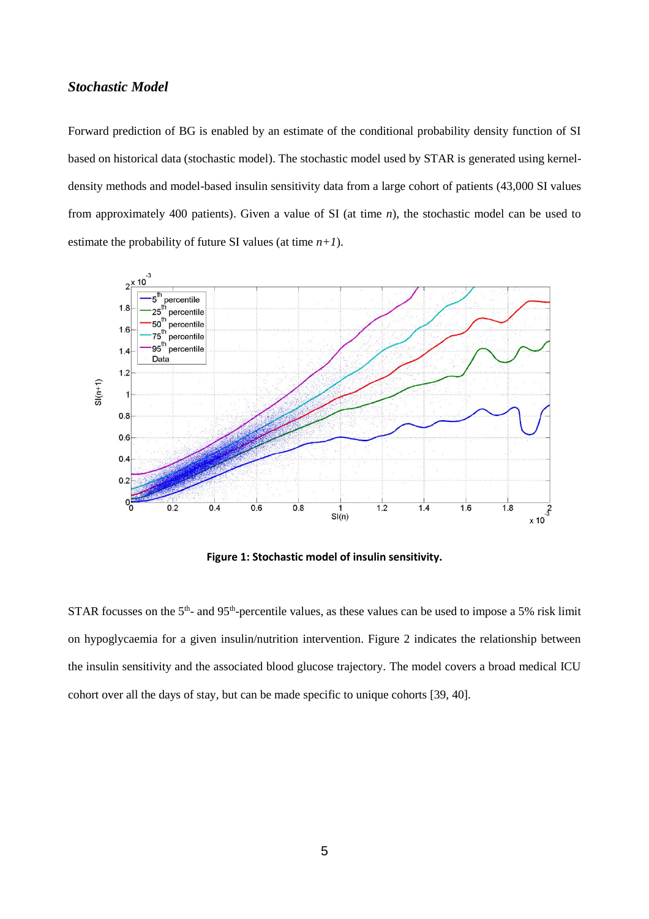### *Stochastic Model*

Forward prediction of BG is enabled by an estimate of the conditional probability density function of SI based on historical data (stochastic model). The stochastic model used by STAR is generated using kernel-density methods and model-based insulin sensitivity data from a large cohort of patients (43,000 SI values from approximately 400 patients). Given a value of SI (at time *n*), the stochastic model can be used to estimate the probability of future SI values (at time *n+1*).

**Figure 1: Stochastic model of insulin sensitivity.**

STAR focusses on the $5^{th}$- and $95^{th}$-percentile values, as these values can be used to impose a 5% risk limit on hypoglycaemia for a given insulin/nutrition intervention. Figure 2 indicates the relationship between the insulin sensitivity and the associated blood glucose trajectory. The model covers a broad medical ICU cohort over all the days of stay, but can be made specific to unique cohorts [39, 40].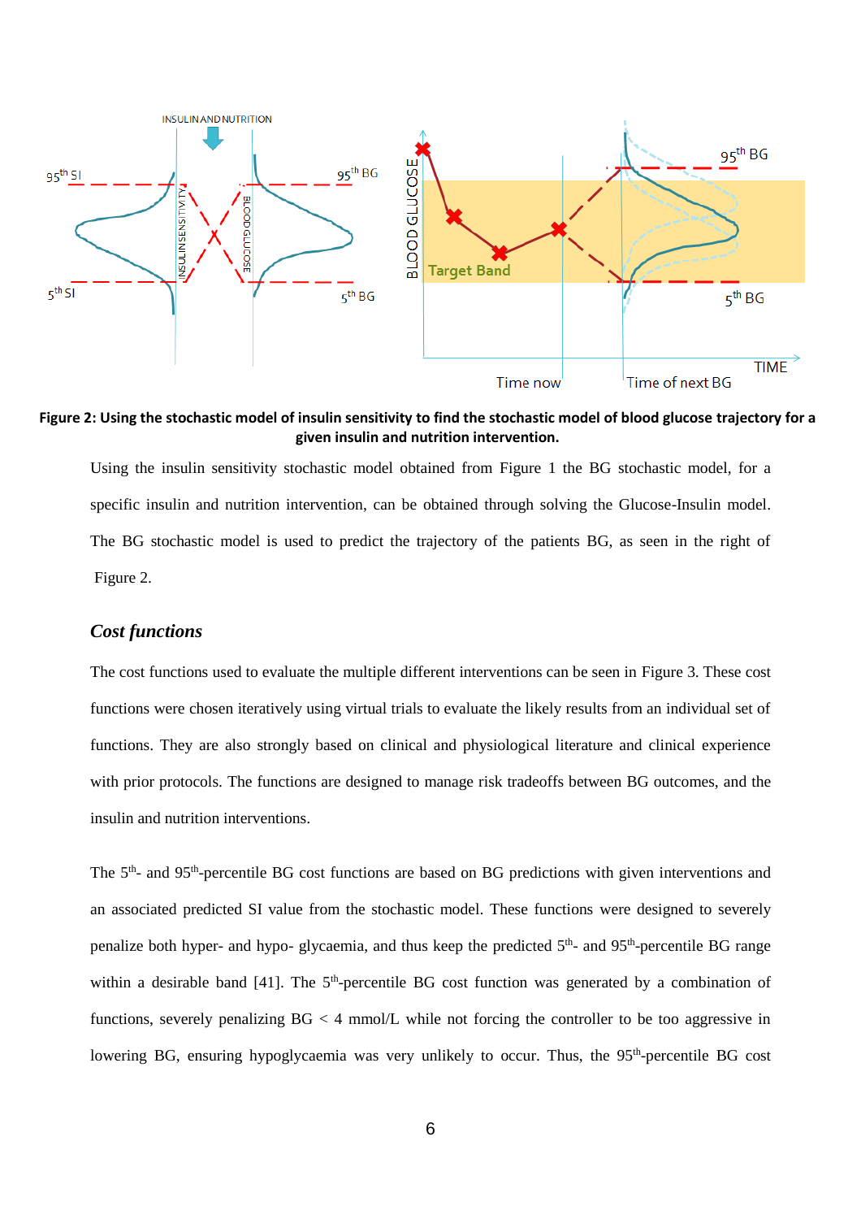**Figure 2: Using the stochastic model of insulin sensitivity to find the stochastic model of blood glucose trajectory for a given insulin and nutrition intervention.**

Using the insulin sensitivity stochastic model obtained from Figure 1 the BG stochastic model, for a specific insulin and nutrition intervention, can be obtained through solving the Glucose-Insulin model. The BG stochastic model is used to predict the trajectory of the patients BG, as seen in the right of Figure 2.

### *Cost functions*

The cost functions used to evaluate the multiple different interventions can be seen in Figure 3. These cost functions were chosen iteratively using virtual trials to evaluate the likely results from an individual set of functions. They are also strongly based on clinical and physiological literature and clinical experience with prior protocols. The functions are designed to manage risk tradeoffs between BG outcomes, and the insulin and nutrition interventions.

The 5th- and 95th-percentile BG cost functions are based on BG predictions with given interventions and an associated predicted SI value from the stochastic model. These functions were designed to severely penalize both hyper- and hypo- glycaemia, and thus keep the predicted 5th- and 95th-percentile BG range within a desirable band [41]. The 5th-percentile BG cost function was generated by a combination of functions, severely penalizing BG < 4 mmol/L while not forcing the controller to be too aggressive in lowering BG, ensuring hypoglycaemia was very unlikely to occur. Thus, the 95th-percentile BG cost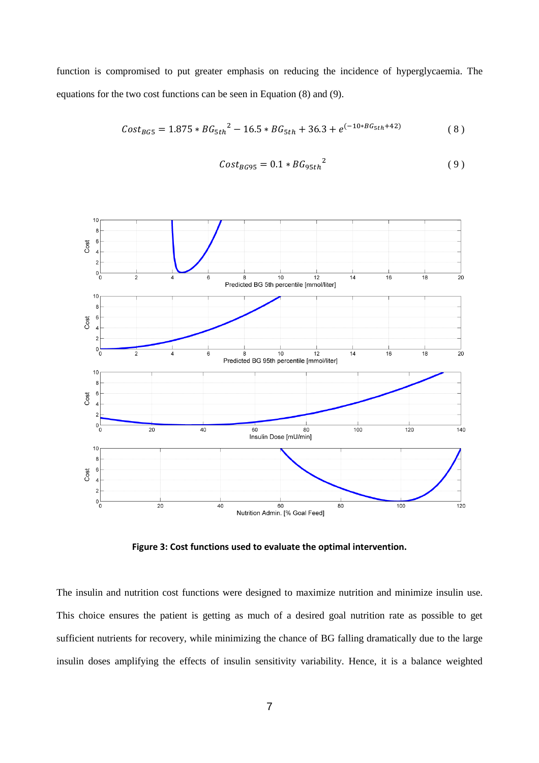function is compromised to put greater emphasis on reducing the incidence of hyperglycaemia. The equations for the two cost functions can be seen in Equation (8) and (9).

$$Cost_{BG5} = 1.875 * {BG_{5th}}^2 - 16.5 * BG_{5th} + 36.3 + e^{(-10*BG_{5th}+42)} \tag{8}$$

$$Cost_{BG95} = 0.1 * {BG_{95th}}^2 \tag{9}$$

**Figure 3: Cost functions used to evaluate the optimal intervention.**

The insulin and nutrition cost functions were designed to maximize nutrition and minimize insulin use. This choice ensures the patient is getting as much of a desired goal nutrition rate as possible to get sufficient nutrients for recovery, while minimizing the chance of BG falling dramatically due to the large insulin doses amplifying the effects of insulin sensitivity variability. Hence, it is a balance weighted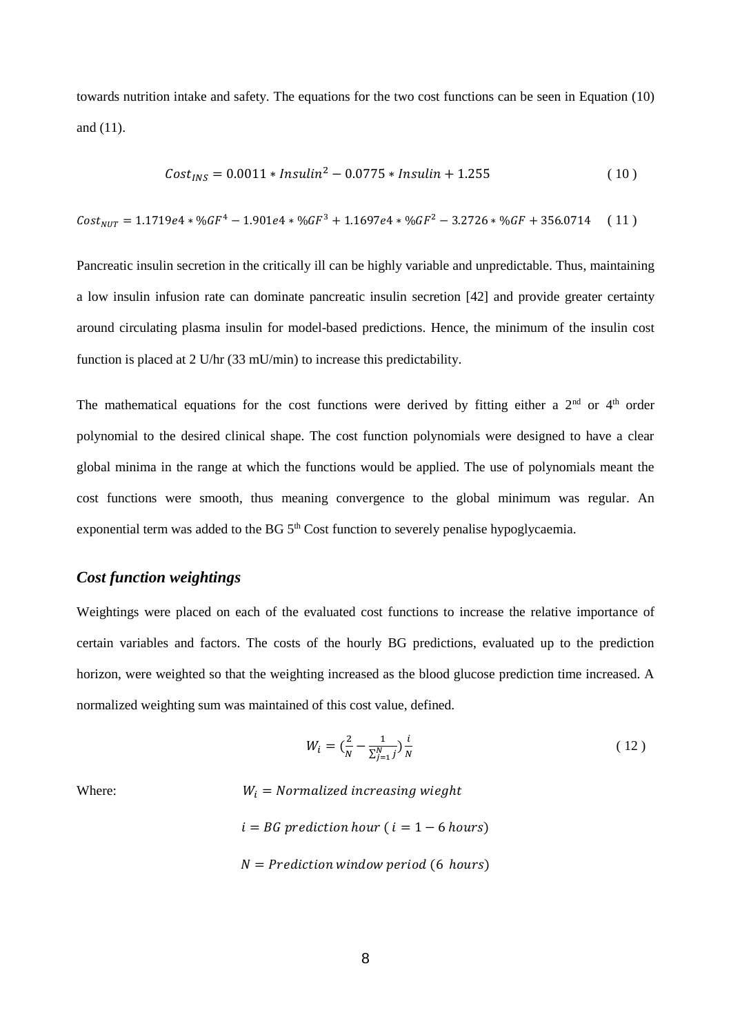towards nutrition intake and safety. The equations for the two cost functions can be seen in Equation (10) and (11).

$$Cost_{INS} = 0.0011 * Insulin^2 - 0.0775 * Insulin + 1.255 \quad (10)$$

$$Cost_{NUT} = 1.1719e4 * \%GF^4 - 1.901e4 * \%GF^3 + 1.1697e4 * \%GF^2 - 3.2726 * \%GF + 356.0714 \quad (11)$$

Pancreatic insulin secretion in the critically ill can be highly variable and unpredictable. Thus, maintaining a low insulin infusion rate can dominate pancreatic insulin secretion [42] and provide greater certainty around circulating plasma insulin for model-based predictions. Hence, the minimum of the insulin cost function is placed at 2 U/hr (33 mU/min) to increase this predictability.

The mathematical equations for the cost functions were derived by fitting either a 2[nd] or 4[th] order polynomial to the desired clinical shape. The cost function polynomials were designed to have a clear global minima in the range at which the functions would be applied. The use of polynomials meant the cost functions were smooth, thus meaning convergence to the global minimum was regular. An exponential term was added to the BG 5[th] Cost function to severely penalise hypoglycaemia.

### *Cost function weightings*

Weightings were placed on each of the evaluated cost functions to increase the relative importance of certain variables and factors. The costs of the hourly BG predictions, evaluated up to the prediction horizon, were weighted so that the weighting increased as the blood glucose prediction time increased. A normalized weighting sum was maintained of this cost value, defined.

$$W_i = \left(\frac{2}{N} - \frac{1}{\sum_{j=1}^{N} j}\right)\frac{i}{N} \quad (12)$$

Where: $W_i = Normalized\ increasing\ wieght$

$i = BG\ prediction\ hour\ (i = 1 - 6\ hours)$

$N = Prediction\ window\ period\ (6\ hours)$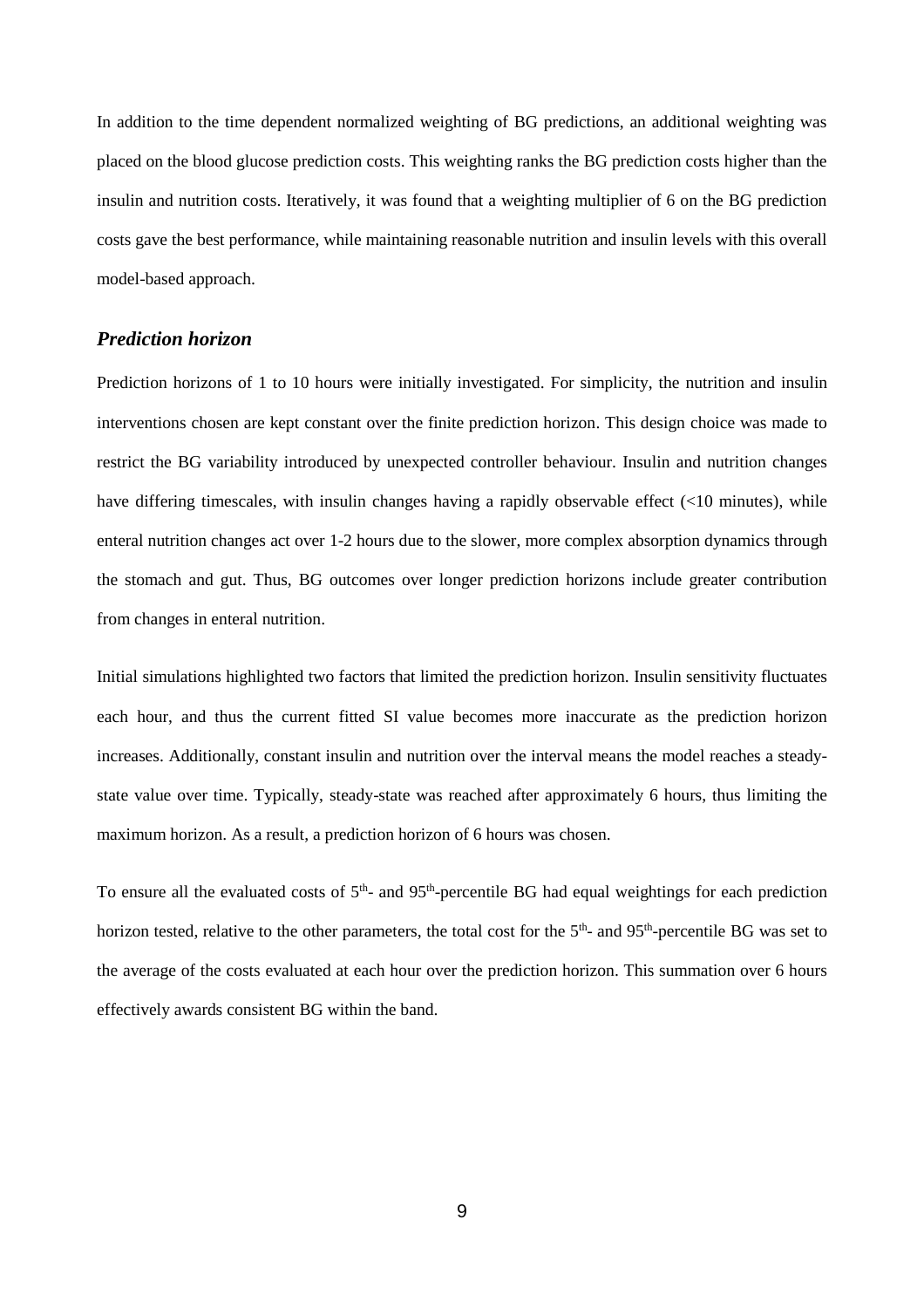In addition to the time dependent normalized weighting of BG predictions, an additional weighting was placed on the blood glucose prediction costs. This weighting ranks the BG prediction costs higher than the insulin and nutrition costs. Iteratively, it was found that a weighting multiplier of 6 on the BG prediction costs gave the best performance, while maintaining reasonable nutrition and insulin levels with this overall model-based approach.

### *Prediction horizon*

Prediction horizons of 1 to 10 hours were initially investigated. For simplicity, the nutrition and insulin interventions chosen are kept constant over the finite prediction horizon. This design choice was made to restrict the BG variability introduced by unexpected controller behaviour. Insulin and nutrition changes have differing timescales, with insulin changes having a rapidly observable effect (<10 minutes), while enteral nutrition changes act over 1-2 hours due to the slower, more complex absorption dynamics through the stomach and gut. Thus, BG outcomes over longer prediction horizons include greater contribution from changes in enteral nutrition.

Initial simulations highlighted two factors that limited the prediction horizon. Insulin sensitivity fluctuates each hour, and thus the current fitted SI value becomes more inaccurate as the prediction horizon increases. Additionally, constant insulin and nutrition over the interval means the model reaches a steady-state value over time. Typically, steady-state was reached after approximately 6 hours, thus limiting the maximum horizon. As a result, a prediction horizon of 6 hours was chosen.

To ensure all the evaluated costs of $5^{th}$- and $95^{th}$-percentile BG had equal weightings for each prediction horizon tested, relative to the other parameters, the total cost for the $5^{th}$- and $95^{th}$-percentile BG was set to the average of the costs evaluated at each hour over the prediction horizon. This summation over 6 hours effectively awards consistent BG within the band.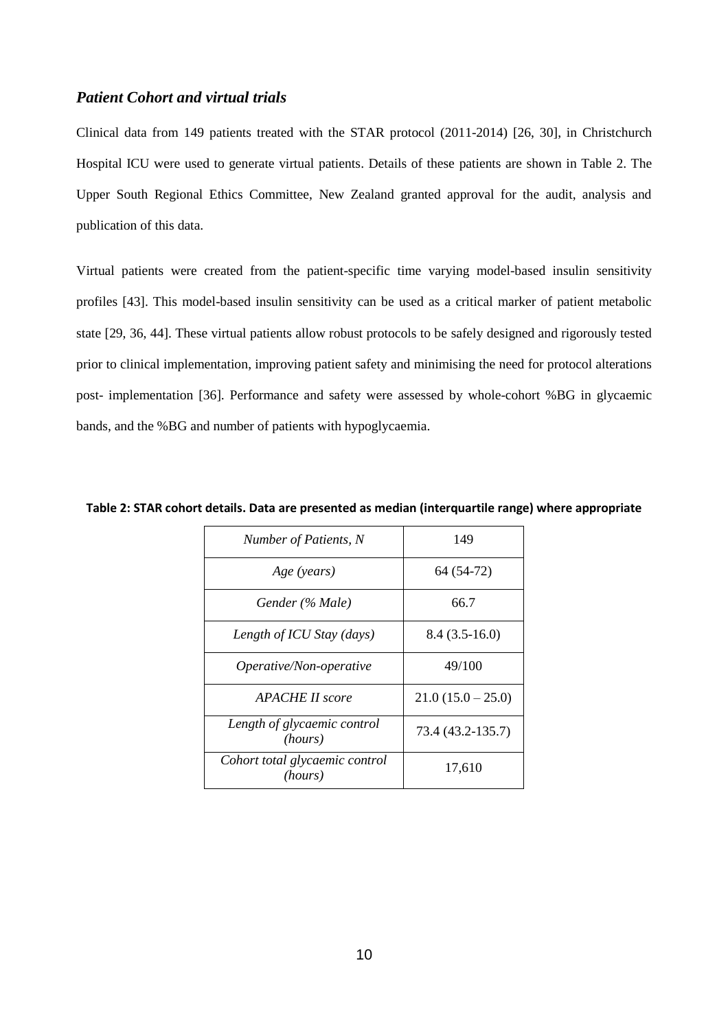### *Patient Cohort and virtual trials*

Clinical data from 149 patients treated with the STAR protocol (2011-2014) [26, 30], in Christchurch Hospital ICU were used to generate virtual patients. Details of these patients are shown in Table 2. The Upper South Regional Ethics Committee, New Zealand granted approval for the audit, analysis and publication of this data.

Virtual patients were created from the patient-specific time varying model-based insulin sensitivity profiles [43]. This model-based insulin sensitivity can be used as a critical marker of patient metabolic state [29, 36, 44]. These virtual patients allow robust protocols to be safely designed and rigorously tested prior to clinical implementation, improving patient safety and minimising the need for protocol alterations post- implementation [36]. Performance and safety were assessed by whole-cohort %BG in glycaemic bands, and the %BG and number of patients with hypoglycaemia.

**Table 2: STAR cohort details. Data are presented as median (interquartile range) where appropriate**

| | |
|---|---|
| *Number of Patients, N* | 149 |
| *Age (years)* | 64 (54-72) |
| *Gender (% Male)* | 66.7 |
| *Length of ICU Stay (days)* | 8.4 (3.5-16.0) |
| *Operative/Non-operative* | 49/100 |
| *APACHE II score* | 21.0 (15.0 – 25.0) |
| *Length of glycaemic control (hours)* | 73.4 (43.2-135.7) |
| *Cohort total glycaemic control (hours)* | 17,610 |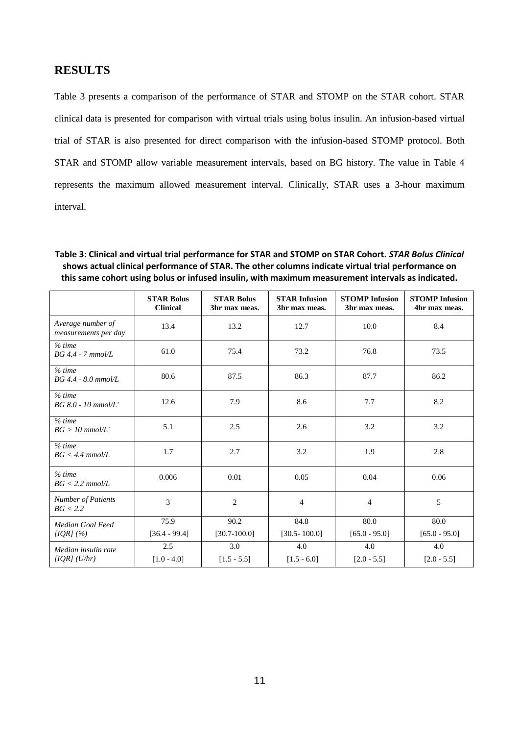## RESULTS

Table 3 presents a comparison of the performance of STAR and STOMP on the STAR cohort. STAR clinical data is presented for comparison with virtual trials using bolus insulin. An infusion-based virtual trial of STAR is also presented for direct comparison with the infusion-based STOMP protocol. Both STAR and STOMP allow variable measurement intervals, based on BG history. The value in Table 4 represents the maximum allowed measurement interval. Clinically, STAR uses a 3-hour maximum interval.

**Table 3: Clinical and virtual trial performance for STAR and STOMP on STAR Cohort. *STAR Bolus Clinical* shows actual clinical performance of STAR. The other columns indicate virtual trial performance on this same cohort using bolus or infused insulin, with maximum measurement intervals as indicated.**

| | **STAR Bolus Clinical** | **STAR Bolus 3hr max meas.** | **STAR Infusion 3hr max meas.** | **STOMP Infusion 3hr max meas.** | **STOMP Infusion 4hr max meas.** |
|---|---|---|---|---|---|
| *Average number of measurements per day* | 13.4 | 13.2 | 12.7 | 10.0 | 8.4 |
| *% time BG 4.4 - 7 mmol/L* | 61.0 | 75.4 | 73.2 | 76.8 | 73.5 |
| *% time BG 4.4 - 8.0 mmol/L* | 80.6 | 87.5 | 86.3 | 87.7 | 86.2 |
| *% time BG 8.0 - 10 mmol/L'* | 12.6 | 7.9 | 8.6 | 7.7 | 8.2 |
| *% time BG > 10 mmol/L'* | 5.1 | 2.5 | 2.6 | 3.2 | 3.2 |
| *% time BG < 4.4 mmol/L* | 1.7 | 2.7 | 3.2 | 1.9 | 2.8 |
| *% time BG < 2.2 mmol/L* | 0.006 | 0.01 | 0.05 | 0.04 | 0.06 |
| *Number of Patients BG < 2.2* | 3 | 2 | 4 | 4 | 5 |
| *Median Goal Feed [IQR] (%)* | 75.9 [36.4 - 99.4] | 90.2 [30.7-100.0] | 84.8 [30.5- 100.0] | 80.0 [65.0 - 95.0] | 80.0 [65.0 - 95.0] |
| *Median insulin rate [IQR] (U/hr)* | 2.5 [1.0 - 4.0] | 3.0 [1.5 - 5.5] | 4.0 [1.5 - 6.0] | 4.0 [2.0 - 5.5] | 4.0 [2.0 - 5.5] |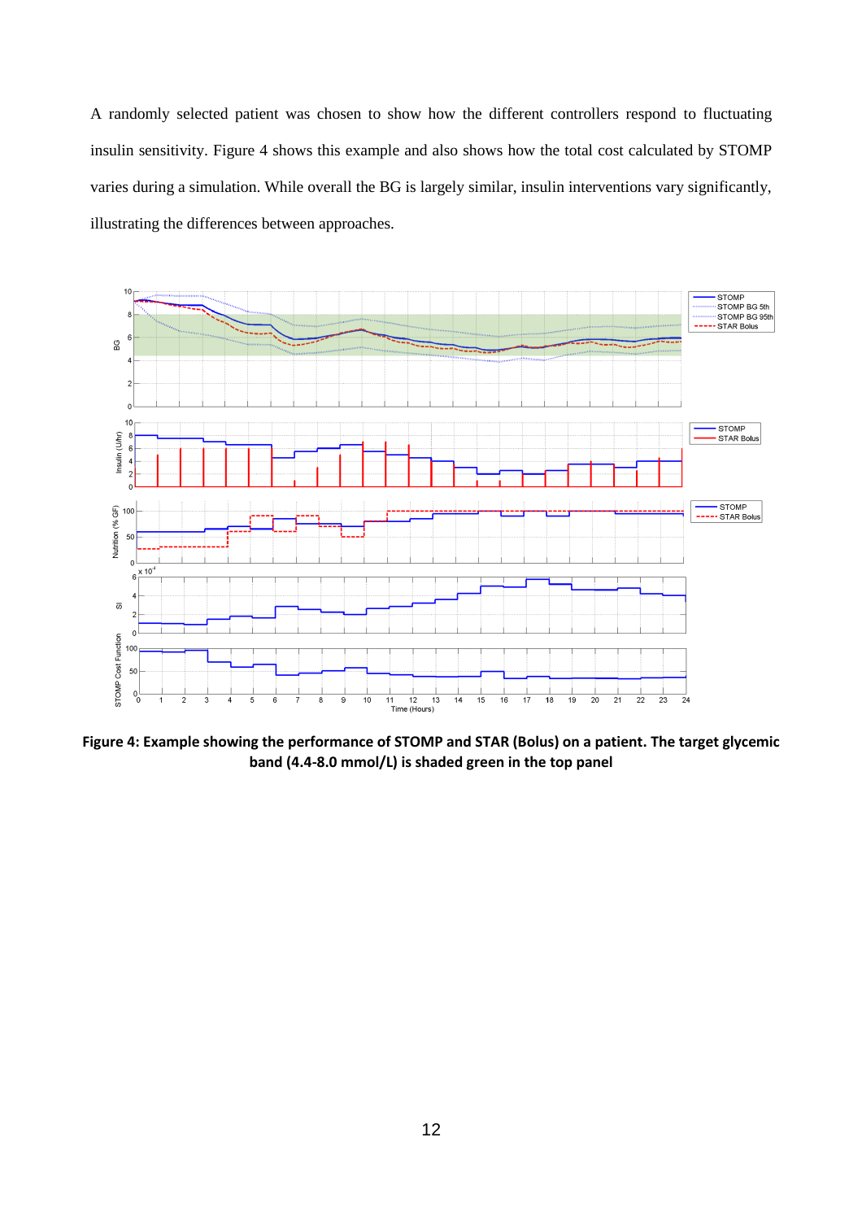A randomly selected patient was chosen to show how the different controllers respond to fluctuating insulin sensitivity. Figure 4 shows this example and also shows how the total cost calculated by STOMP varies during a simulation. While overall the BG is largely similar, insulin interventions vary significantly, illustrating the differences between approaches.

**Figure 4: Example showing the performance of STOMP and STAR (Bolus) on a patient. The target glycemic band (4.4-8.0 mmol/L) is shaded green in the top panel**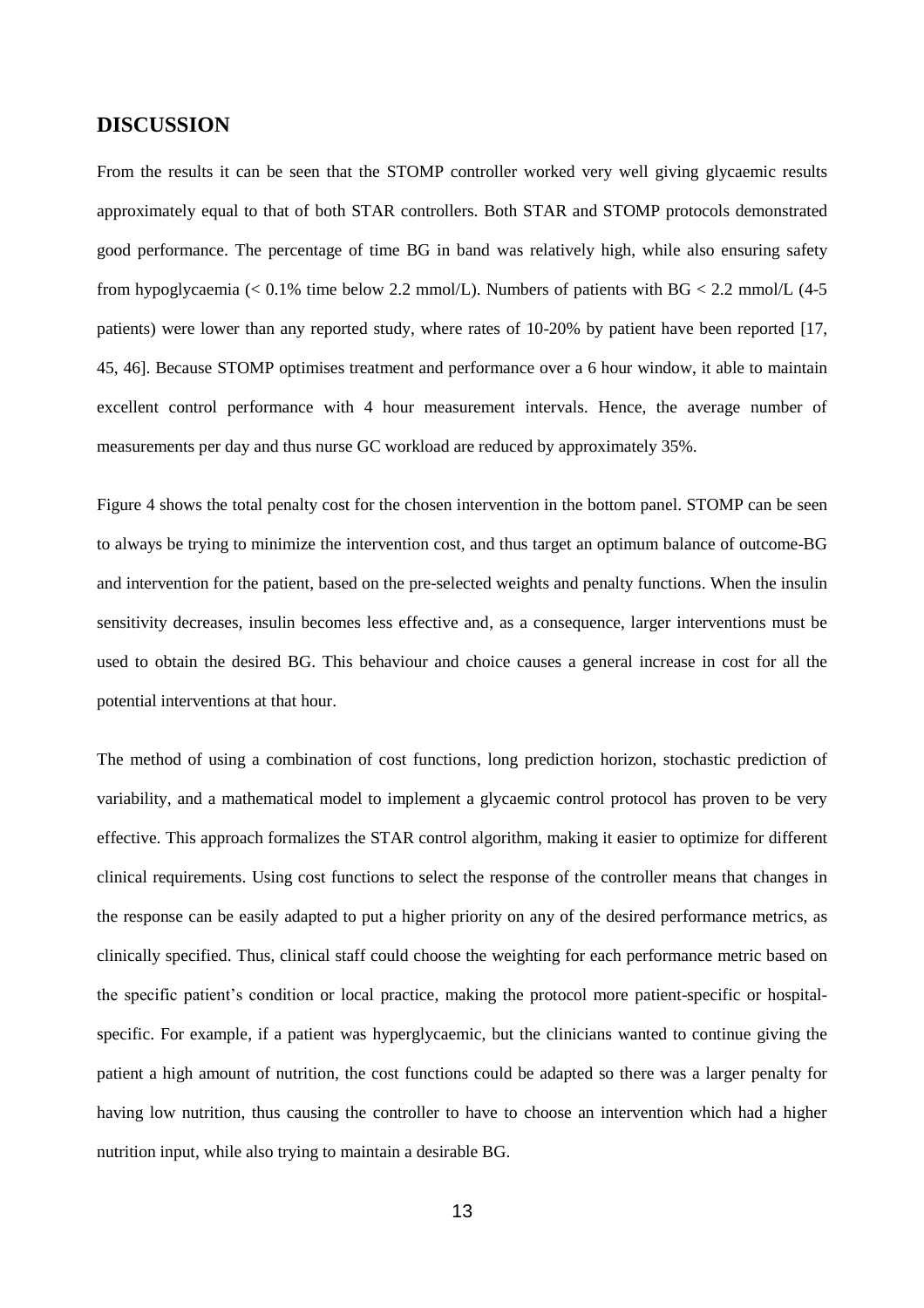## DISCUSSION

From the results it can be seen that the STOMP controller worked very well giving glycaemic results approximately equal to that of both STAR controllers. Both STAR and STOMP protocols demonstrated good performance. The percentage of time BG in band was relatively high, while also ensuring safety from hypoglycaemia (< 0.1% time below 2.2 mmol/L). Numbers of patients with BG < 2.2 mmol/L (4-5 patients) were lower than any reported study, where rates of 10-20% by patient have been reported [17, 45, 46]. Because STOMP optimises treatment and performance over a 6 hour window, it able to maintain excellent control performance with 4 hour measurement intervals. Hence, the average number of measurements per day and thus nurse GC workload are reduced by approximately 35%.

Figure 4 shows the total penalty cost for the chosen intervention in the bottom panel. STOMP can be seen to always be trying to minimize the intervention cost, and thus target an optimum balance of outcome-BG and intervention for the patient, based on the pre-selected weights and penalty functions. When the insulin sensitivity decreases, insulin becomes less effective and, as a consequence, larger interventions must be used to obtain the desired BG. This behaviour and choice causes a general increase in cost for all the potential interventions at that hour.

The method of using a combination of cost functions, long prediction horizon, stochastic prediction of variability, and a mathematical model to implement a glycaemic control protocol has proven to be very effective. This approach formalizes the STAR control algorithm, making it easier to optimize for different clinical requirements. Using cost functions to select the response of the controller means that changes in the response can be easily adapted to put a higher priority on any of the desired performance metrics, as clinically specified. Thus, clinical staff could choose the weighting for each performance metric based on the specific patient's condition or local practice, making the protocol more patient-specific or hospital-specific. For example, if a patient was hyperglycaemic, but the clinicians wanted to continue giving the patient a high amount of nutrition, the cost functions could be adapted so there was a larger penalty for having low nutrition, thus causing the controller to have to choose an intervention which had a higher nutrition input, while also trying to maintain a desirable BG.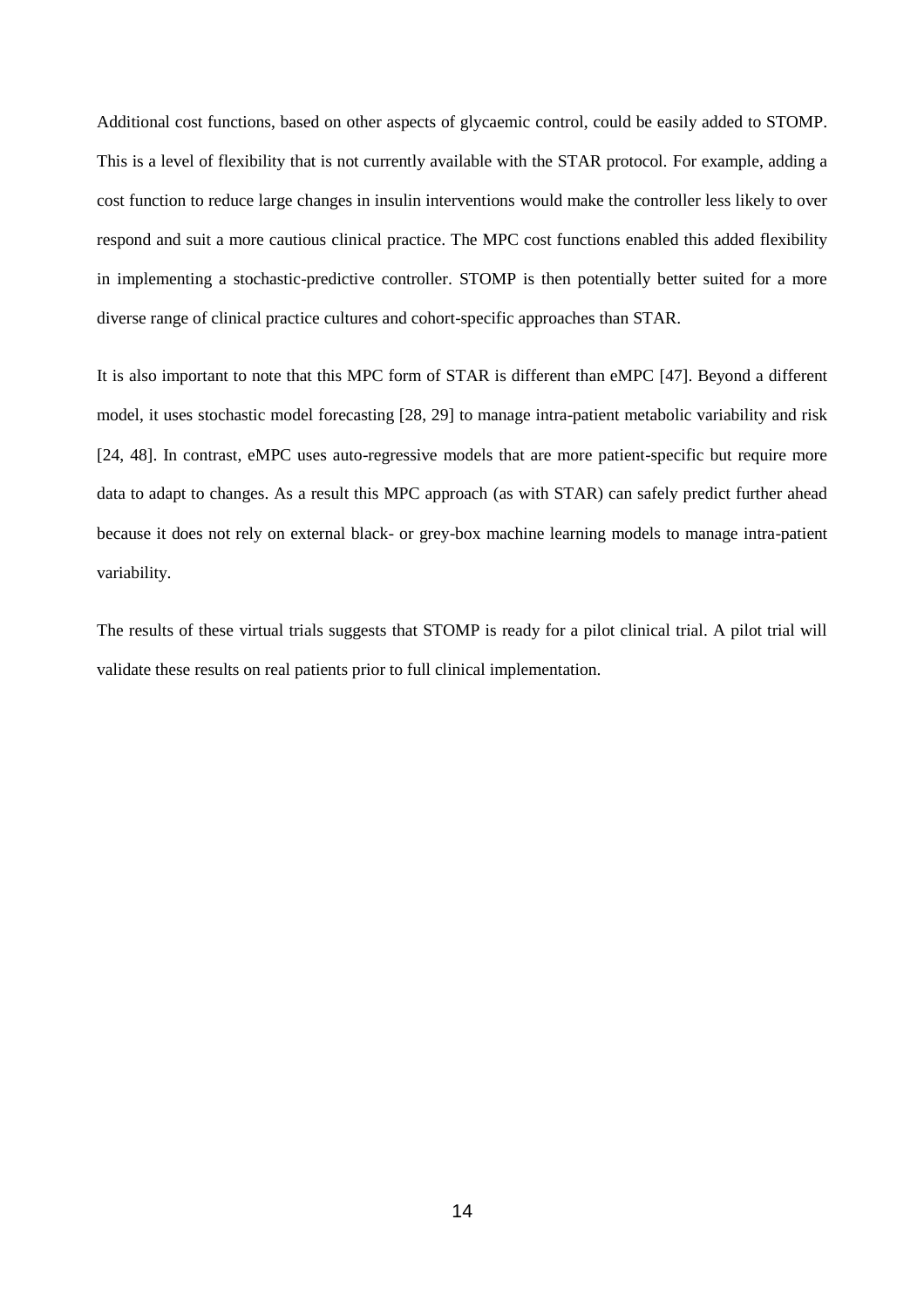Additional cost functions, based on other aspects of glycaemic control, could be easily added to STOMP. This is a level of flexibility that is not currently available with the STAR protocol. For example, adding a cost function to reduce large changes in insulin interventions would make the controller less likely to over respond and suit a more cautious clinical practice. The MPC cost functions enabled this added flexibility in implementing a stochastic-predictive controller. STOMP is then potentially better suited for a more diverse range of clinical practice cultures and cohort-specific approaches than STAR.

It is also important to note that this MPC form of STAR is different than eMPC [47]. Beyond a different model, it uses stochastic model forecasting [28, 29] to manage intra-patient metabolic variability and risk [24, 48]. In contrast, eMPC uses auto-regressive models that are more patient-specific but require more data to adapt to changes. As a result this MPC approach (as with STAR) can safely predict further ahead because it does not rely on external black- or grey-box machine learning models to manage intra-patient variability.

The results of these virtual trials suggests that STOMP is ready for a pilot clinical trial. A pilot trial will validate these results on real patients prior to full clinical implementation.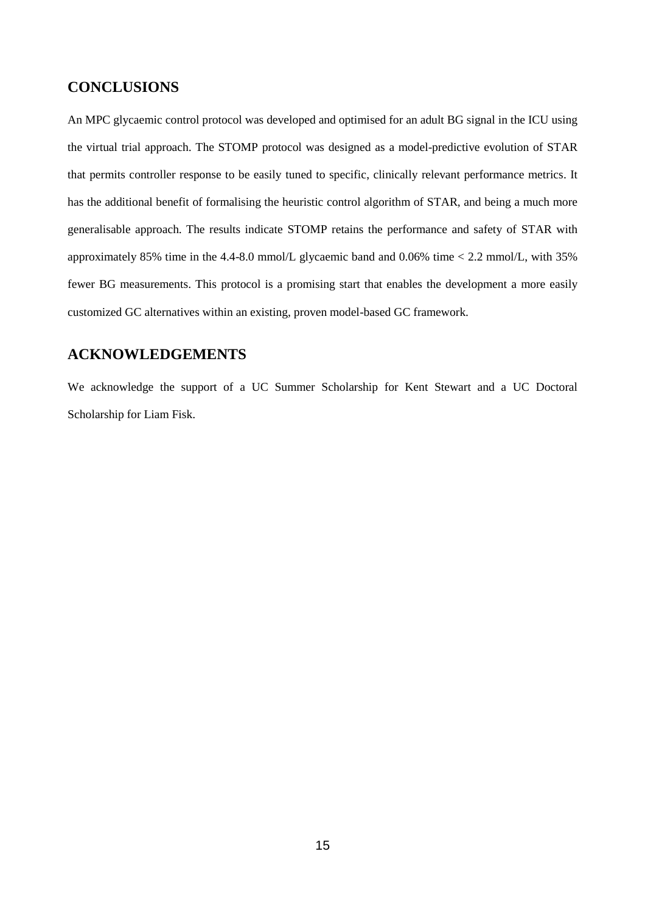## CONCLUSIONS

An MPC glycaemic control protocol was developed and optimised for an adult BG signal in the ICU using the virtual trial approach. The STOMP protocol was designed as a model-predictive evolution of STAR that permits controller response to be easily tuned to specific, clinically relevant performance metrics. It has the additional benefit of formalising the heuristic control algorithm of STAR, and being a much more generalisable approach. The results indicate STOMP retains the performance and safety of STAR with approximately 85% time in the 4.4-8.0 mmol/L glycaemic band and 0.06% time < 2.2 mmol/L, with 35% fewer BG measurements. This protocol is a promising start that enables the development a more easily customized GC alternatives within an existing, proven model-based GC framework.

## ACKNOWLEDGEMENTS

We acknowledge the support of a UC Summer Scholarship for Kent Stewart and a UC Doctoral Scholarship for Liam Fisk.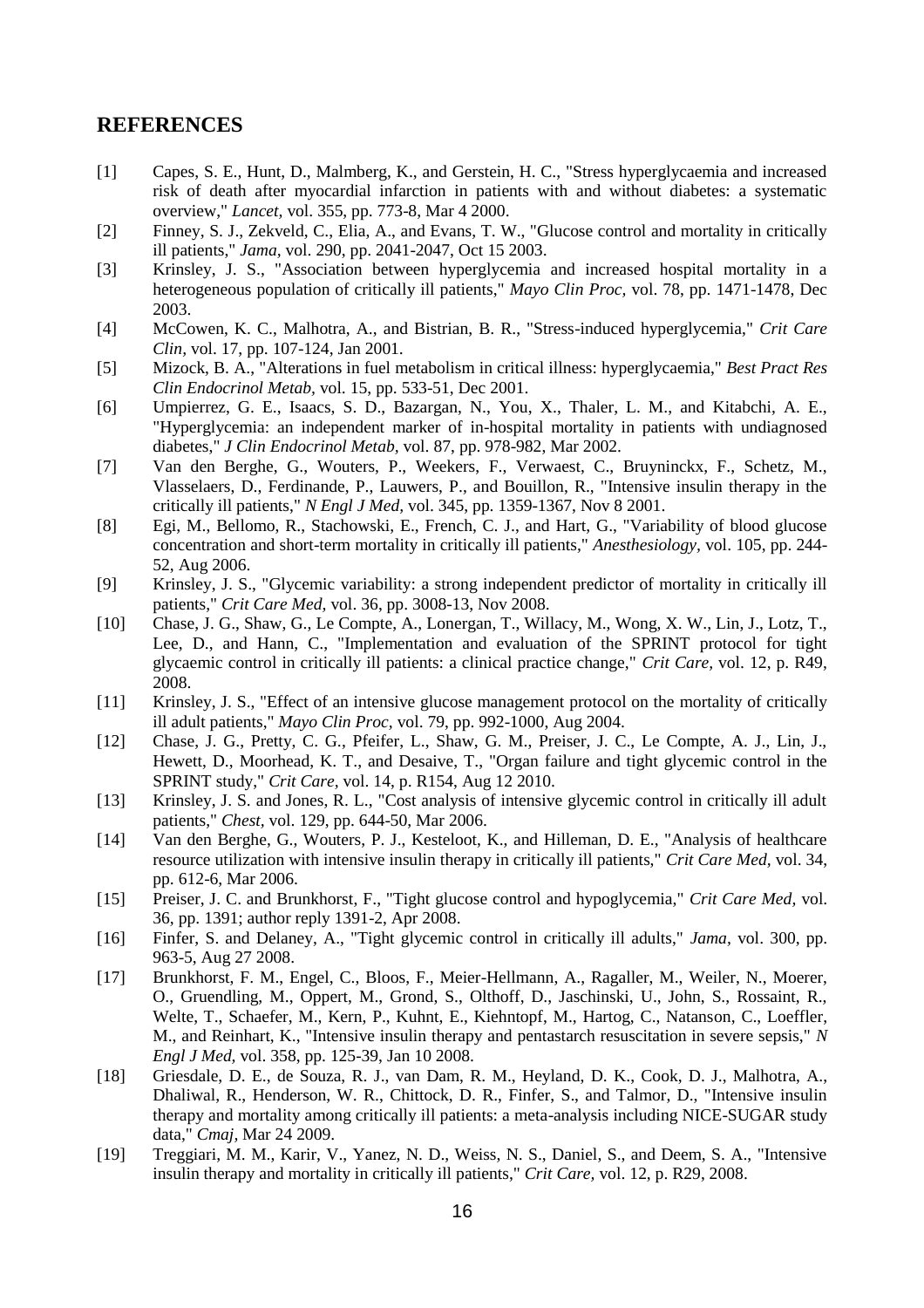## REFERENCES

[1] Capes, S. E., Hunt, D., Malmberg, K., and Gerstein, H. C., "Stress hyperglycaemia and increased risk of death after myocardial infarction in patients with and without diabetes: a systematic overview," *Lancet,* vol. 355, pp. 773-8, Mar 4 2000.

[2] Finney, S. J., Zekveld, C., Elia, A., and Evans, T. W., "Glucose control and mortality in critically ill patients," *Jama,* vol. 290, pp. 2041-2047, Oct 15 2003.

[3] Krinsley, J. S., "Association between hyperglycemia and increased hospital mortality in a heterogeneous population of critically ill patients," *Mayo Clin Proc,* vol. 78, pp. 1471-1478, Dec 2003.

[4] McCowen, K. C., Malhotra, A., and Bistrian, B. R., "Stress-induced hyperglycemia," *Crit Care Clin,* vol. 17, pp. 107-124, Jan 2001.

[5] Mizock, B. A., "Alterations in fuel metabolism in critical illness: hyperglycaemia," *Best Pract Res Clin Endocrinol Metab,* vol. 15, pp. 533-51, Dec 2001.

[6] Umpierrez, G. E., Isaacs, S. D., Bazargan, N., You, X., Thaler, L. M., and Kitabchi, A. E., "Hyperglycemia: an independent marker of in-hospital mortality in patients with undiagnosed diabetes," *J Clin Endocrinol Metab,* vol. 87, pp. 978-982, Mar 2002.

[7] Van den Berghe, G., Wouters, P., Weekers, F., Verwaest, C., Bruyninckx, F., Schetz, M., Vlasselaers, D., Ferdinande, P., Lauwers, P., and Bouillon, R., "Intensive insulin therapy in the critically ill patients," *N Engl J Med,* vol. 345, pp. 1359-1367, Nov 8 2001.

[8] Egi, M., Bellomo, R., Stachowski, E., French, C. J., and Hart, G., "Variability of blood glucose concentration and short-term mortality in critically ill patients," *Anesthesiology,* vol. 105, pp. 244-52, Aug 2006.

[9] Krinsley, J. S., "Glycemic variability: a strong independent predictor of mortality in critically ill patients," *Crit Care Med,* vol. 36, pp. 3008-13, Nov 2008.

[10] Chase, J. G., Shaw, G., Le Compte, A., Lonergan, T., Willacy, M., Wong, X. W., Lin, J., Lotz, T., Lee, D., and Hann, C., "Implementation and evaluation of the SPRINT protocol for tight glycaemic control in critically ill patients: a clinical practice change," *Crit Care,* vol. 12, p. R49, 2008.

[11] Krinsley, J. S., "Effect of an intensive glucose management protocol on the mortality of critically ill adult patients," *Mayo Clin Proc,* vol. 79, pp. 992-1000, Aug 2004.

[12] Chase, J. G., Pretty, C. G., Pfeifer, L., Shaw, G. M., Preiser, J. C., Le Compte, A. J., Lin, J., Hewett, D., Moorhead, K. T., and Desaive, T., "Organ failure and tight glycemic control in the SPRINT study," *Crit Care,* vol. 14, p. R154, Aug 12 2010.

[13] Krinsley, J. S. and Jones, R. L., "Cost analysis of intensive glycemic control in critically ill adult patients," *Chest,* vol. 129, pp. 644-50, Mar 2006.

[14] Van den Berghe, G., Wouters, P. J., Kesteloot, K., and Hilleman, D. E., "Analysis of healthcare resource utilization with intensive insulin therapy in critically ill patients," *Crit Care Med,* vol. 34, pp. 612-6, Mar 2006.

[15] Preiser, J. C. and Brunkhorst, F., "Tight glucose control and hypoglycemia," *Crit Care Med,* vol. 36, pp. 1391; author reply 1391-2, Apr 2008.

[16] Finfer, S. and Delaney, A., "Tight glycemic control in critically ill adults," *Jama,* vol. 300, pp. 963-5, Aug 27 2008.

[17] Brunkhorst, F. M., Engel, C., Bloos, F., Meier-Hellmann, A., Ragaller, M., Weiler, N., Moerer, O., Gruendling, M., Oppert, M., Grond, S., Olthoff, D., Jaschinski, U., John, S., Rossaint, R., Welte, T., Schaefer, M., Kern, P., Kuhnt, E., Kiehntopf, M., Hartog, C., Natanson, C., Loeffler, M., and Reinhart, K., "Intensive insulin therapy and pentastarch resuscitation in severe sepsis," *N Engl J Med,* vol. 358, pp. 125-39, Jan 10 2008.

[18] Griesdale, D. E., de Souza, R. J., van Dam, R. M., Heyland, D. K., Cook, D. J., Malhotra, A., Dhaliwal, R., Henderson, W. R., Chittock, D. R., Finfer, S., and Talmor, D., "Intensive insulin therapy and mortality among critically ill patients: a meta-analysis including NICE-SUGAR study data," *Cmaj,* Mar 24 2009.

[19] Treggiari, M. M., Karir, V., Yanez, N. D., Weiss, N. S., Daniel, S., and Deem, S. A., "Intensive insulin therapy and mortality in critically ill patients," *Crit Care,* vol. 12, p. R29, 2008.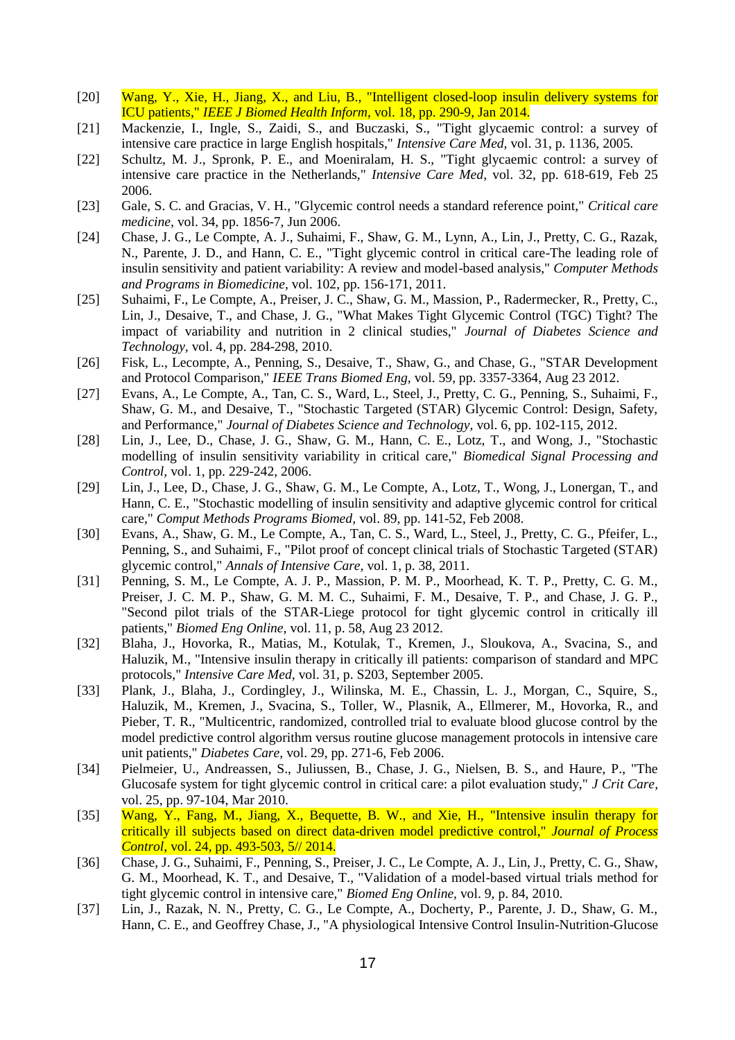[20] Wang, Y., Xie, H., Jiang, X., and Liu, B., "Intelligent closed-loop insulin delivery systems for ICU patients," *IEEE J Biomed Health Inform,* vol. 18, pp. 290-9, Jan 2014.

[21] Mackenzie, I., Ingle, S., Zaidi, S., and Buczaski, S., "Tight glycaemic control: a survey of intensive care practice in large English hospitals," *Intensive Care Med,* vol. 31, p. 1136, 2005.

[22] Schultz, M. J., Spronk, P. E., and Moeniralam, H. S., "Tight glycaemic control: a survey of intensive care practice in the Netherlands," *Intensive Care Med,* vol. 32, pp. 618-619, Feb 25 2006.

[23] Gale, S. C. and Gracias, V. H., "Glycemic control needs a standard reference point," *Critical care medicine,* vol. 34, pp. 1856-7, Jun 2006.

[24] Chase, J. G., Le Compte, A. J., Suhaimi, F., Shaw, G. M., Lynn, A., Lin, J., Pretty, C. G., Razak, N., Parente, J. D., and Hann, C. E., "Tight glycemic control in critical care-The leading role of insulin sensitivity and patient variability: A review and model-based analysis," *Computer Methods and Programs in Biomedicine,* vol. 102, pp. 156-171, 2011.

[25] Suhaimi, F., Le Compte, A., Preiser, J. C., Shaw, G. M., Massion, P., Radermecker, R., Pretty, C., Lin, J., Desaive, T., and Chase, J. G., "What Makes Tight Glycemic Control (TGC) Tight? The impact of variability and nutrition in 2 clinical studies," *Journal of Diabetes Science and Technology,* vol. 4, pp. 284-298, 2010.

[26] Fisk, L., Lecompte, A., Penning, S., Desaive, T., Shaw, G., and Chase, G., "STAR Development and Protocol Comparison," *IEEE Trans Biomed Eng,* vol. 59, pp. 3357-3364, Aug 23 2012.

[27] Evans, A., Le Compte, A., Tan, C. S., Ward, L., Steel, J., Pretty, C. G., Penning, S., Suhaimi, F., Shaw, G. M., and Desaive, T., "Stochastic Targeted (STAR) Glycemic Control: Design, Safety, and Performance," *Journal of Diabetes Science and Technology,* vol. 6, pp. 102-115, 2012.

[28] Lin, J., Lee, D., Chase, J. G., Shaw, G. M., Hann, C. E., Lotz, T., and Wong, J., "Stochastic modelling of insulin sensitivity variability in critical care," *Biomedical Signal Processing and Control,* vol. 1, pp. 229-242, 2006.

[29] Lin, J., Lee, D., Chase, J. G., Shaw, G. M., Le Compte, A., Lotz, T., Wong, J., Lonergan, T., and Hann, C. E., "Stochastic modelling of insulin sensitivity and adaptive glycemic control for critical care," *Comput Methods Programs Biomed,* vol. 89, pp. 141-52, Feb 2008.

[30] Evans, A., Shaw, G. M., Le Compte, A., Tan, C. S., Ward, L., Steel, J., Pretty, C. G., Pfeifer, L., Penning, S., and Suhaimi, F., "Pilot proof of concept clinical trials of Stochastic Targeted (STAR) glycemic control," *Annals of Intensive Care,* vol. 1, p. 38, 2011.

[31] Penning, S. M., Le Compte, A. J. P., Massion, P. M. P., Moorhead, K. T. P., Pretty, C. G. M., Preiser, J. C. M. P., Shaw, G. M. M. C., Suhaimi, F. M., Desaive, T. P., and Chase, J. G. P., "Second pilot trials of the STAR-Liege protocol for tight glycemic control in critically ill patients," *Biomed Eng Online,* vol. 11, p. 58, Aug 23 2012.

[32] Blaha, J., Hovorka, R., Matias, M., Kotulak, T., Kremen, J., Sloukova, A., Svacina, S., and Haluzik, M., "Intensive insulin therapy in critically ill patients: comparison of standard and MPC protocols," *Intensive Care Med,* vol. 31, p. S203, September 2005.

[33] Plank, J., Blaha, J., Cordingley, J., Wilinska, M. E., Chassin, L. J., Morgan, C., Squire, S., Haluzik, M., Kremen, J., Svacina, S., Toller, W., Plasnik, A., Ellmerer, M., Hovorka, R., and Pieber, T. R., "Multicentric, randomized, controlled trial to evaluate blood glucose control by the model predictive control algorithm versus routine glucose management protocols in intensive care unit patients," *Diabetes Care,* vol. 29, pp. 271-6, Feb 2006.

[34] Pielmeier, U., Andreassen, S., Juliussen, B., Chase, J. G., Nielsen, B. S., and Haure, P., "The Glucosafe system for tight glycemic control in critical care: a pilot evaluation study," *J Crit Care,* vol. 25, pp. 97-104, Mar 2010.

[35] Wang, Y., Fang, M., Jiang, X., Bequette, B. W., and Xie, H., "Intensive insulin therapy for critically ill subjects based on direct data-driven model predictive control," *Journal of Process Control,* vol. 24, pp. 493-503, 5// 2014.

[36] Chase, J. G., Suhaimi, F., Penning, S., Preiser, J. C., Le Compte, A. J., Lin, J., Pretty, C. G., Shaw, G. M., Moorhead, K. T., and Desaive, T., "Validation of a model-based virtual trials method for tight glycemic control in intensive care," *Biomed Eng Online,* vol. 9, p. 84, 2010.

[37] Lin, J., Razak, N. N., Pretty, C. G., Le Compte, A., Docherty, P., Parente, J. D., Shaw, G. M., Hann, C. E., and Geoffrey Chase, J., "A physiological Intensive Control Insulin-Nutrition-Glucose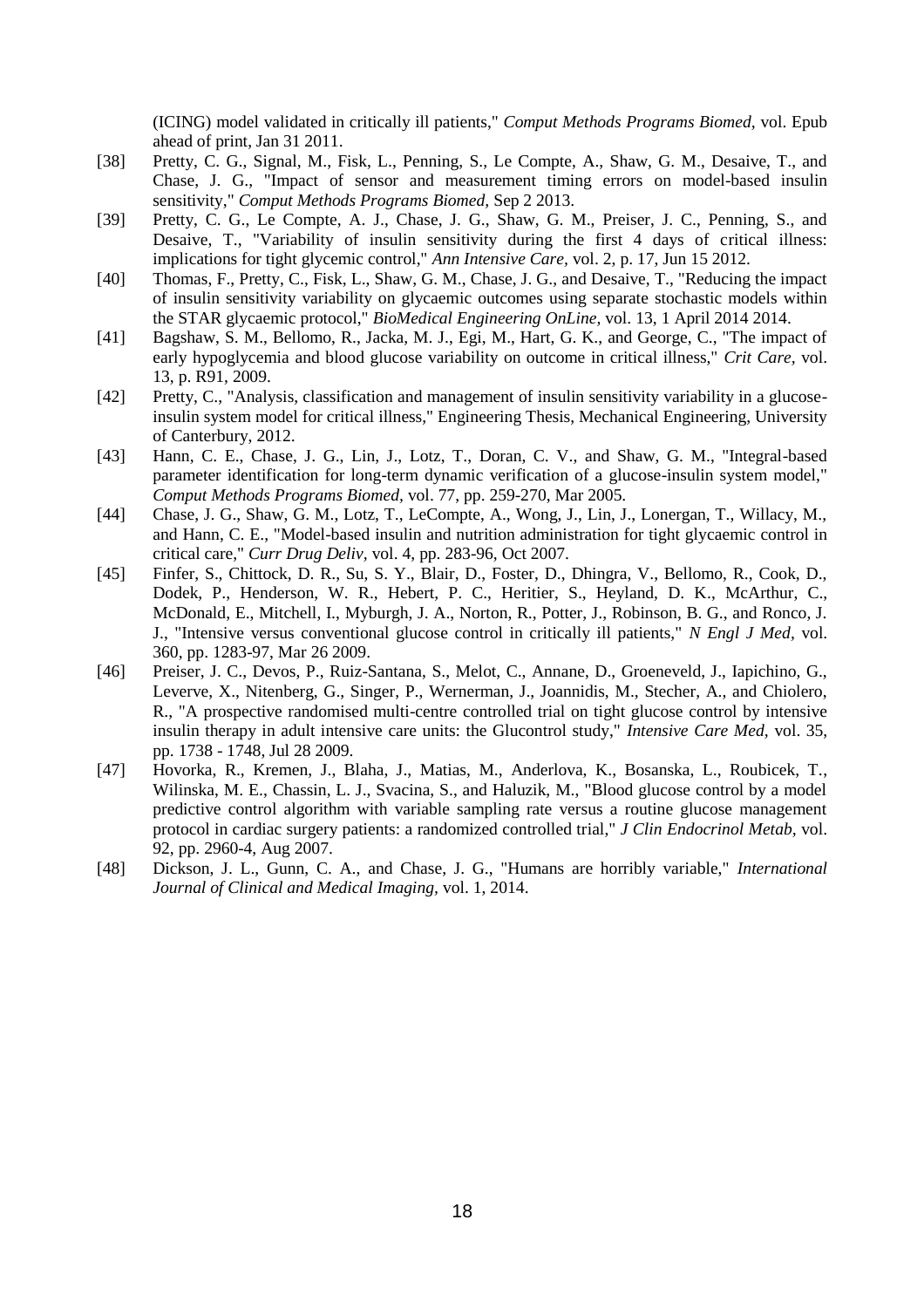(ICING) model validated in critically ill patients," *Comput Methods Programs Biomed,* vol. Epub ahead of print, Jan 31 2011.

[38] Pretty, C. G., Signal, M., Fisk, L., Penning, S., Le Compte, A., Shaw, G. M., Desaive, T., and Chase, J. G., "Impact of sensor and measurement timing errors on model-based insulin sensitivity," *Comput Methods Programs Biomed,* Sep 2 2013.

[39] Pretty, C. G., Le Compte, A. J., Chase, J. G., Shaw, G. M., Preiser, J. C., Penning, S., and Desaive, T., "Variability of insulin sensitivity during the first 4 days of critical illness: implications for tight glycemic control," *Ann Intensive Care,* vol. 2, p. 17, Jun 15 2012.

[40] Thomas, F., Pretty, C., Fisk, L., Shaw, G. M., Chase, J. G., and Desaive, T., "Reducing the impact of insulin sensitivity variability on glycaemic outcomes using separate stochastic models within the STAR glycaemic protocol," *BioMedical Engineering OnLine,* vol. 13, 1 April 2014 2014.

[41] Bagshaw, S. M., Bellomo, R., Jacka, M. J., Egi, M., Hart, G. K., and George, C., "The impact of early hypoglycemia and blood glucose variability on outcome in critical illness," *Crit Care,* vol. 13, p. R91, 2009.

[42] Pretty, C., "Analysis, classification and management of insulin sensitivity variability in a glucose-insulin system model for critical illness," Engineering Thesis, Mechanical Engineering, University of Canterbury, 2012.

[43] Hann, C. E., Chase, J. G., Lin, J., Lotz, T., Doran, C. V., and Shaw, G. M., "Integral-based parameter identification for long-term dynamic verification of a glucose-insulin system model," *Comput Methods Programs Biomed,* vol. 77, pp. 259-270, Mar 2005.

[44] Chase, J. G., Shaw, G. M., Lotz, T., LeCompte, A., Wong, J., Lin, J., Lonergan, T., Willacy, M., and Hann, C. E., "Model-based insulin and nutrition administration for tight glycaemic control in critical care," *Curr Drug Deliv,* vol. 4, pp. 283-96, Oct 2007.

[45] Finfer, S., Chittock, D. R., Su, S. Y., Blair, D., Foster, D., Dhingra, V., Bellomo, R., Cook, D., Dodek, P., Henderson, W. R., Hebert, P. C., Heritier, S., Heyland, D. K., McArthur, C., McDonald, E., Mitchell, I., Myburgh, J. A., Norton, R., Potter, J., Robinson, B. G., and Ronco, J. J., "Intensive versus conventional glucose control in critically ill patients," *N Engl J Med,* vol. 360, pp. 1283-97, Mar 26 2009.

[46] Preiser, J. C., Devos, P., Ruiz-Santana, S., Melot, C., Annane, D., Groeneveld, J., Iapichino, G., Leverve, X., Nitenberg, G., Singer, P., Wernerman, J., Joannidis, M., Stecher, A., and Chiolero, R., "A prospective randomised multi-centre controlled trial on tight glucose control by intensive insulin therapy in adult intensive care units: the Glucontrol study," *Intensive Care Med,* vol. 35, pp. 1738 - 1748, Jul 28 2009.

[47] Hovorka, R., Kremen, J., Blaha, J., Matias, M., Anderlova, K., Bosanska, L., Roubicek, T., Wilinska, M. E., Chassin, L. J., Svacina, S., and Haluzik, M., "Blood glucose control by a model predictive control algorithm with variable sampling rate versus a routine glucose management protocol in cardiac surgery patients: a randomized controlled trial," *J Clin Endocrinol Metab,* vol. 92, pp. 2960-4, Aug 2007.

[48] Dickson, J. L., Gunn, C. A., and Chase, J. G., "Humans are horribly variable," *International Journal of Clinical and Medical Imaging,* vol. 1, 2014.